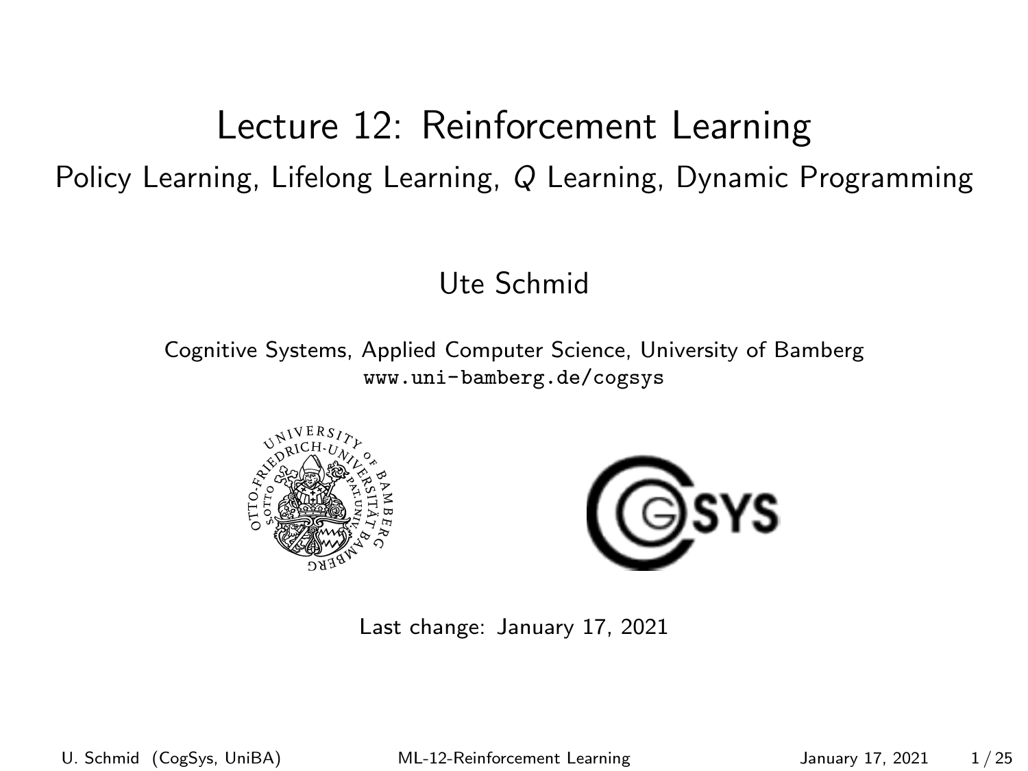# Lecture 12: Reinforcement Learning

## Policy Learning, Lifelong Learning, $Q$ Learning, Dynamic Programming

Ute Schmid

Cognitive Systems, Applied Computer Science, University of Bamberg
www.uni-bamberg.de/cogsys

Last change: January 17, 2021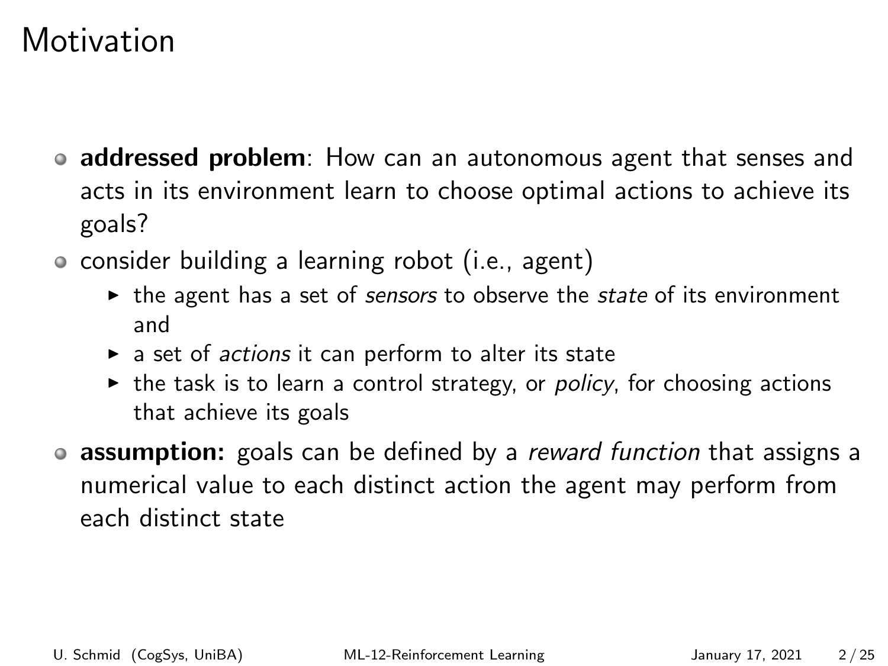# Motivation

- **addressed problem**: How can an autonomous agent that senses and acts in its environment learn to choose optimal actions to achieve its goals?
- consider building a learning robot (i.e., agent)
  - the agent has a set of *sensors* to observe the *state* of its environment and
  - a set of *actions* it can perform to alter its state
  - the task is to learn a control strategy, or *policy*, for choosing actions that achieve its goals
- **assumption:** goals can be defined by a *reward function* that assigns a numerical value to each distinct action the agent may perform from each distinct state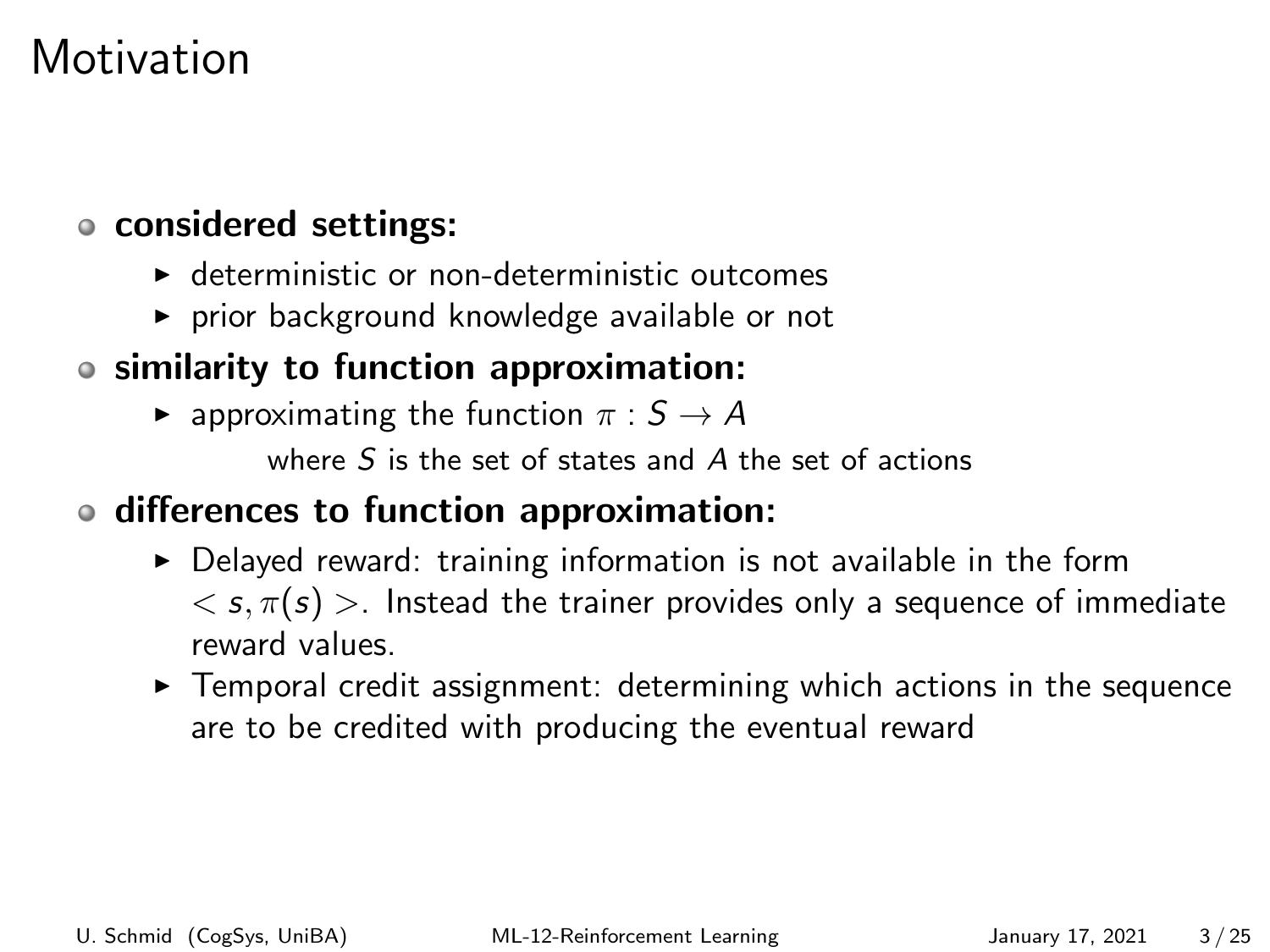# Motivation

- **considered settings:**
  - deterministic or non-deterministic outcomes
  - prior background knowledge available or not
- **similarity to function approximation:**
  - approximating the function $\pi : S \rightarrow A$

    where $S$ is the set of states and $A$ the set of actions
- **differences to function approximation:**
  - Delayed reward: training information is not available in the form $< s, \pi(s) >$. Instead the trainer provides only a sequence of immediate reward values.
  - Temporal credit assignment: determining which actions in the sequence are to be credited with producing the eventual reward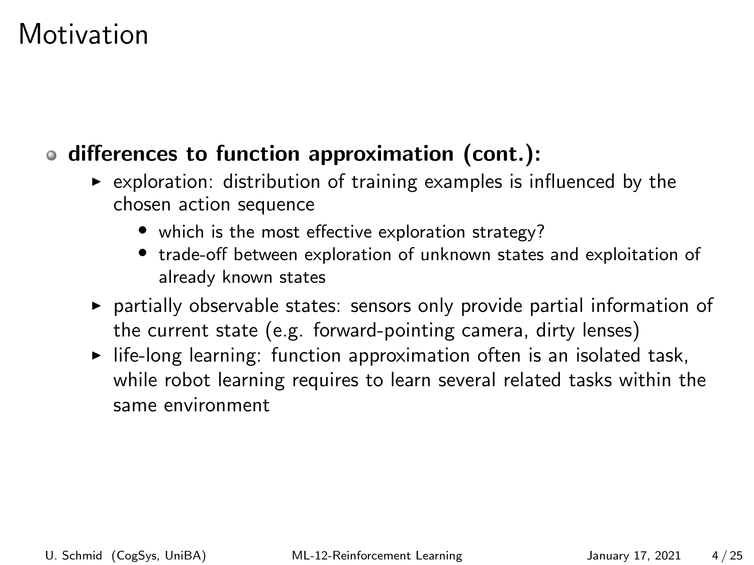# Motivation

- **differences to function approximation (cont.):**
  - exploration: distribution of training examples is influenced by the chosen action sequence
    - which is the most effective exploration strategy?
    - trade-off between exploration of unknown states and exploitation of already known states
  - partially observable states: sensors only provide partial information of the current state (e.g. forward-pointing camera, dirty lenses)
  - life-long learning: function approximation often is an isolated task, while robot learning requires to learn several related tasks within the same environment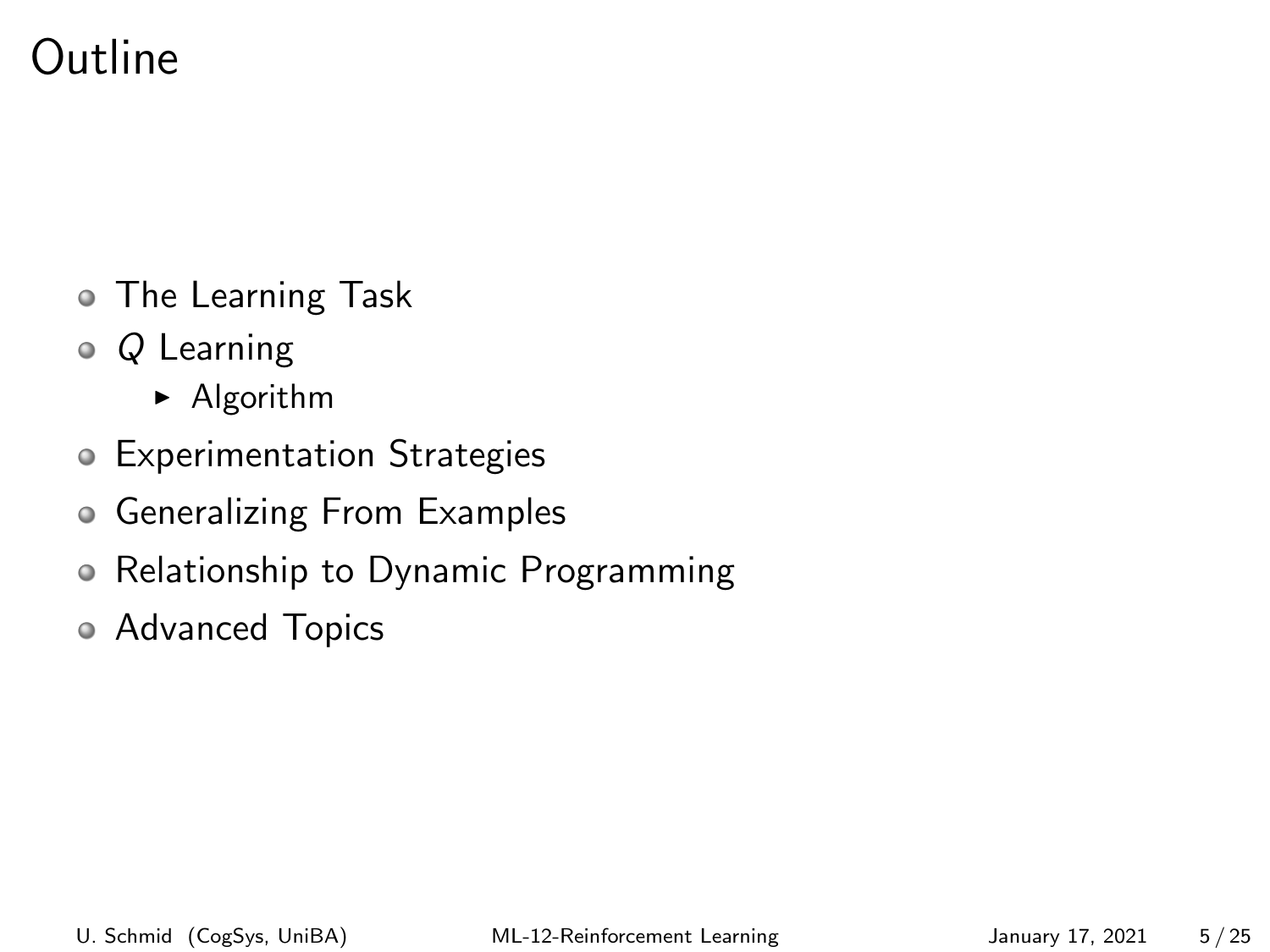# Outline

- The Learning Task
- $Q$ Learning
  - Algorithm
- Experimentation Strategies
- Generalizing From Examples
- Relationship to Dynamic Programming
- Advanced Topics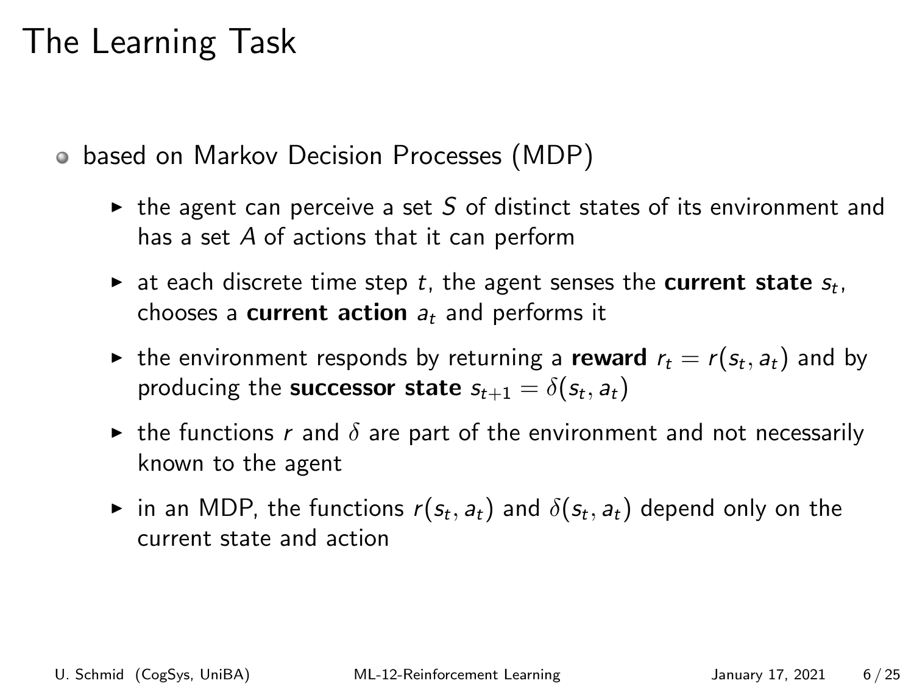# The Learning Task

- based on Markov Decision Processes (MDP)
  - the agent can perceive a set $S$ of distinct states of its environment and has a set $A$ of actions that it can perform
  - at each discrete time step $t$, the agent senses the **current state** $s_t$, chooses a **current action** $a_t$ and performs it
  - the environment responds by returning a **reward** $r_t = r(s_t, a_t)$ and by producing the **successor state** $s_{t+1} = \delta(s_t, a_t)$
  - the functions $r$ and $\delta$ are part of the environment and not necessarily known to the agent
  - in an MDP, the functions $r(s_t, a_t)$ and $\delta(s_t, a_t)$ depend only on the current state and action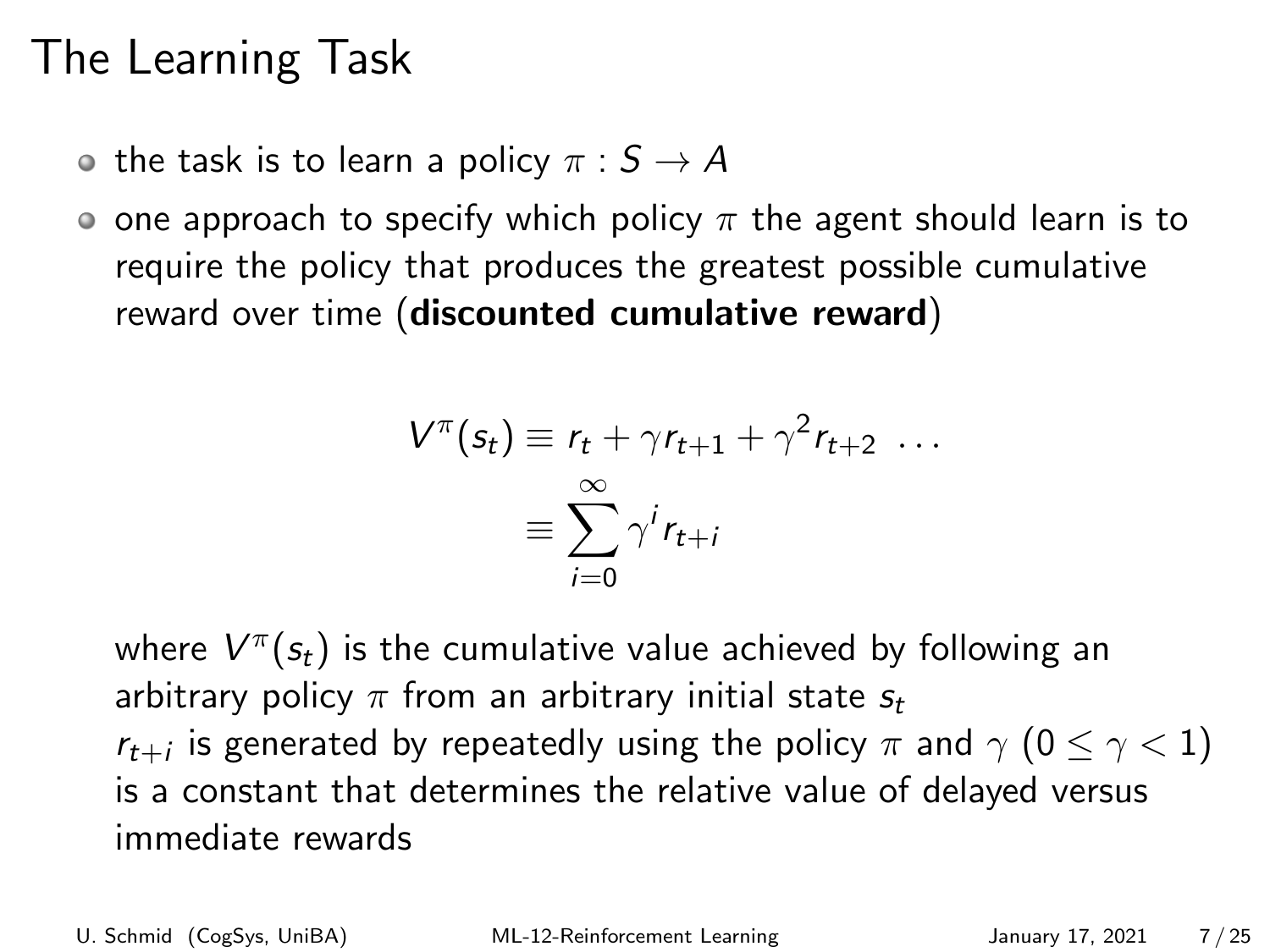# The Learning Task

- the task is to learn a policy $\pi : S \rightarrow A$
- one approach to specify which policy $\pi$ the agent should learn is to require the policy that produces the greatest possible cumulative reward over time (**discounted cumulative reward**)

$$
\begin{aligned}
V^{\pi}(s_t) &\equiv r_t + \gamma r_{t+1} + \gamma^2 r_{t+2} \ \ldots \\
&\equiv \sum_{i=0}^{\infty} \gamma^i r_{t+i}
\end{aligned}
$$

where $V^{\pi}(s_t)$ is the cumulative value achieved by following an arbitrary policy $\pi$ from an arbitrary initial state $s_t$
$r_{t+i}$ is generated by repeatedly using the policy $\pi$ and $\gamma$ $(0 \leq \gamma < 1)$ is a constant that determines the relative value of delayed versus immediate rewards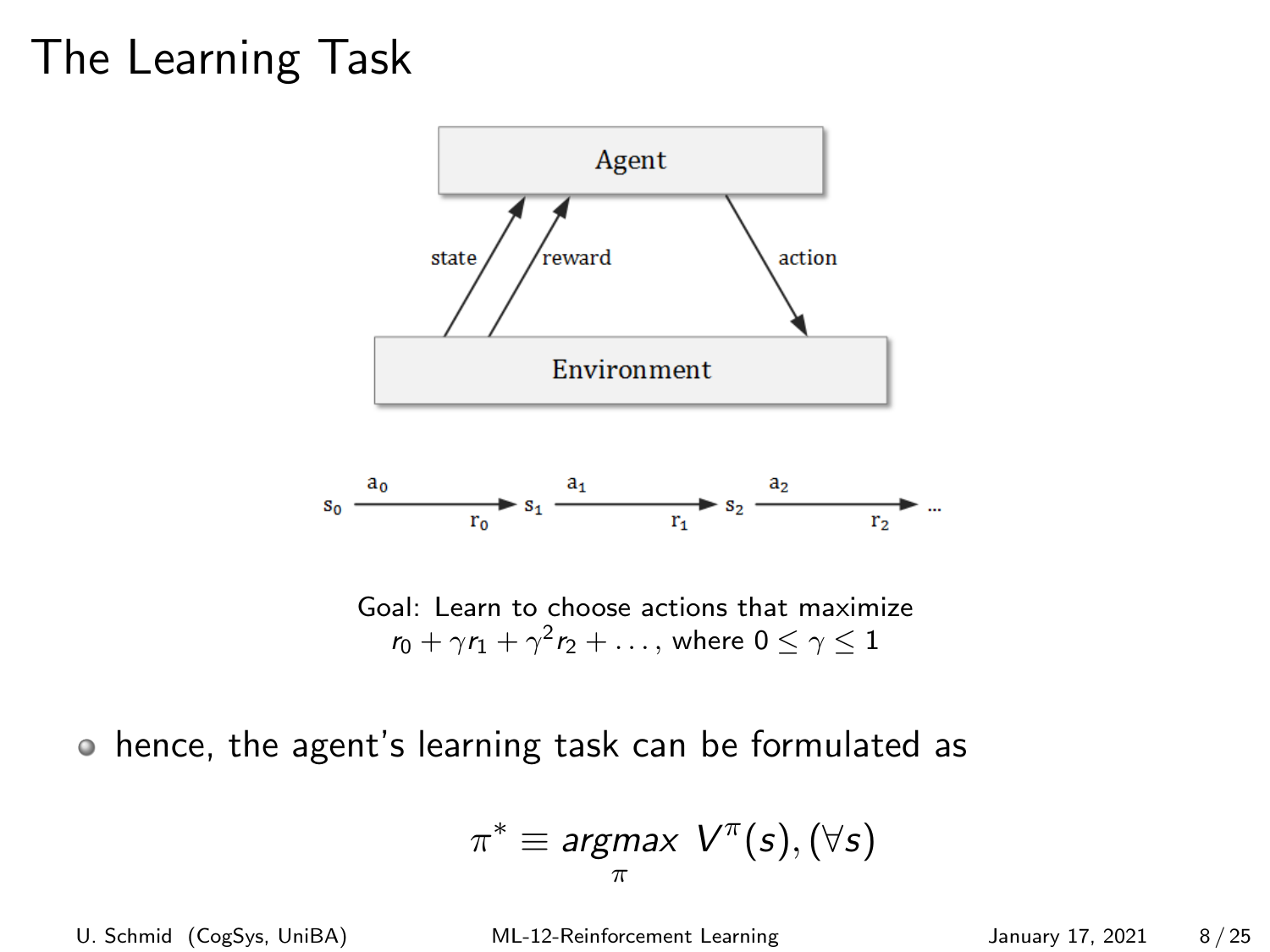# The Learning Task

Goal: Learn to choose actions that maximize
$r_0 + \gamma r_1 + \gamma^2 r_2 + \ldots$, where $0 \leq \gamma \leq 1$

- hence, the agent's learning task can be formulated as

$$\pi^* \equiv \underset{\pi}{argmax}\ V^\pi(s), (\forall s)$$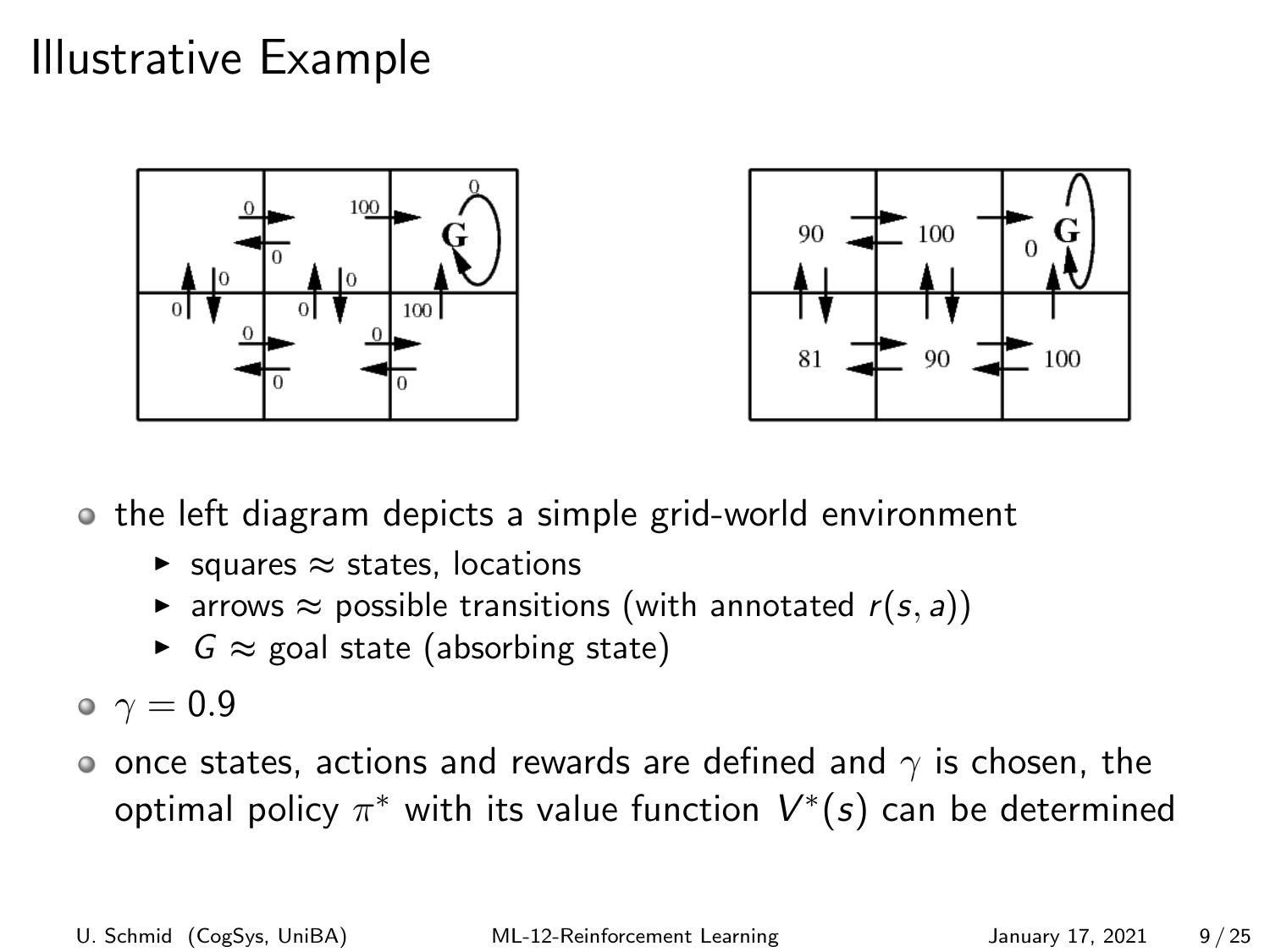# Illustrative Example

- the left diagram depicts a simple grid-world environment
  - squares ≈ states, locations
  - arrows ≈ possible transitions (with annotated $r(s, a)$)
  - $G$ ≈ goal state (absorbing state)
- $\gamma = 0.9$
- once states, actions and rewards are defined and $\gamma$ is chosen, the optimal policy $\pi^*$ with its value function $V^*(s)$ can be determined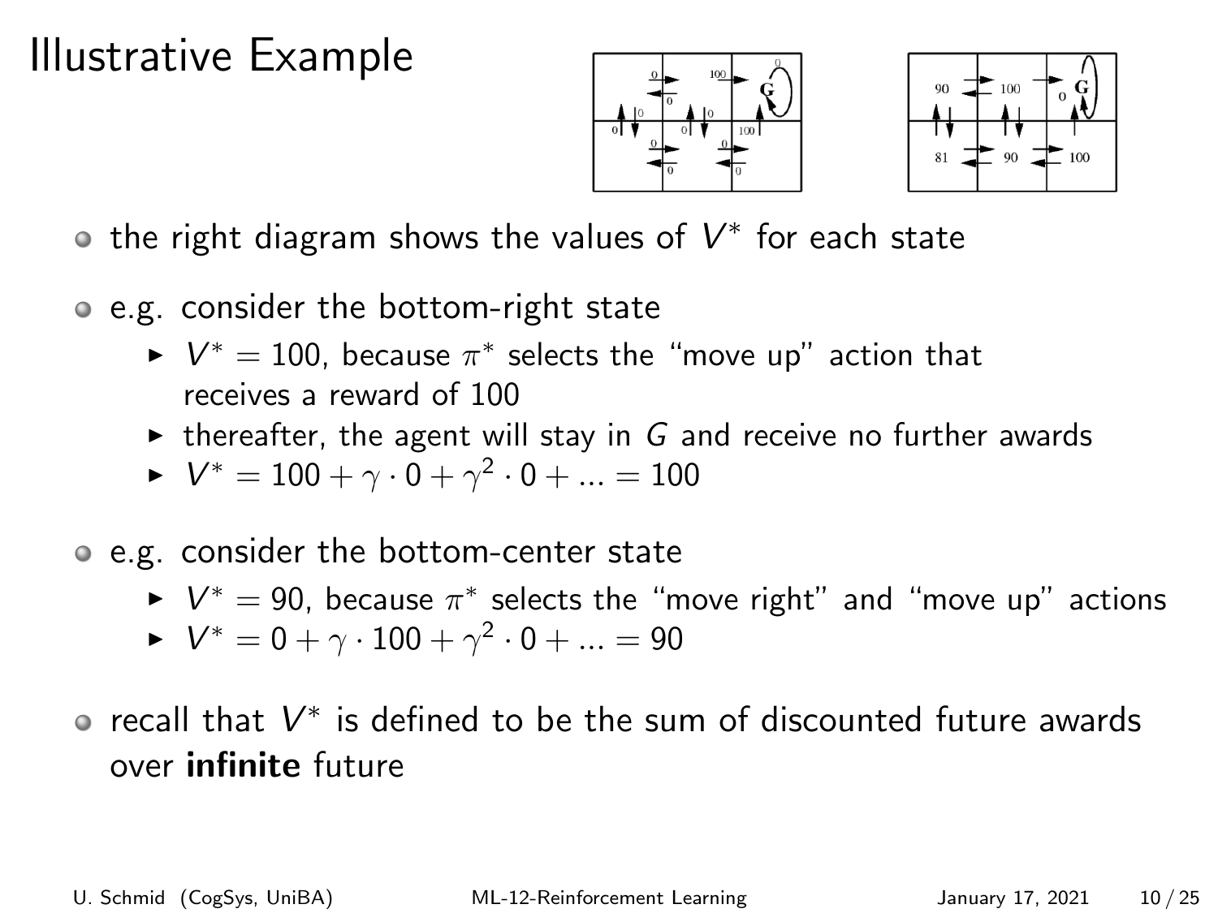# Illustrative Example

- the right diagram shows the values of $V^*$ for each state

- e.g. consider the bottom-right state
  - $V^* = 100$, because $\pi^*$ selects the "move up" action that receives a reward of 100
  - thereafter, the agent will stay in $G$ and receive no further awards
  - $V^* = 100 + \gamma \cdot 0 + \gamma^2 \cdot 0 + ... = 100$

- e.g. consider the bottom-center state
  - $V^* = 90$, because $\pi^*$ selects the "move right" and "move up" actions
  - $V^* = 0 + \gamma \cdot 100 + \gamma^2 \cdot 0 + ... = 90$

- recall that $V^*$ is defined to be the sum of discounted future awards over **infinite** future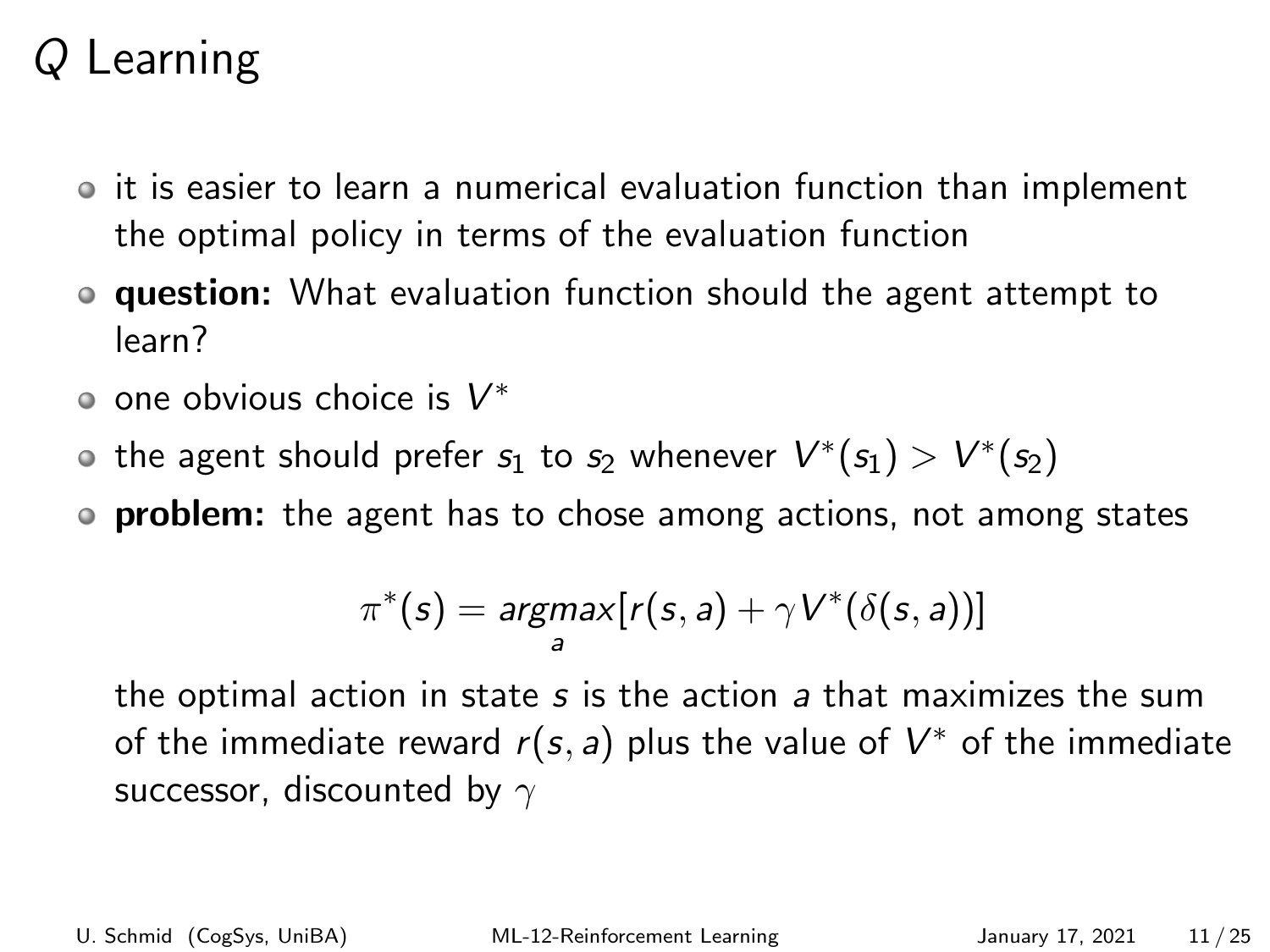# $Q$ Learning

- it is easier to learn a numerical evaluation function than implement the optimal policy in terms of the evaluation function
- **question:** What evaluation function should the agent attempt to learn?
- one obvious choice is $V^*$
- the agent should prefer $s_1$ to $s_2$ whenever $V^*(s_1) > V^*(s_2)$
- **problem:** the agent has to chose among actions, not among states

$$\pi^*(s) = \underset{a}{argmax}[r(s,a) + \gamma V^*(\delta(s,a))]$$

the optimal action in state $s$ is the action $a$ that maximizes the sum of the immediate reward $r(s,a)$ plus the value of $V^*$ of the immediate successor, discounted by $\gamma$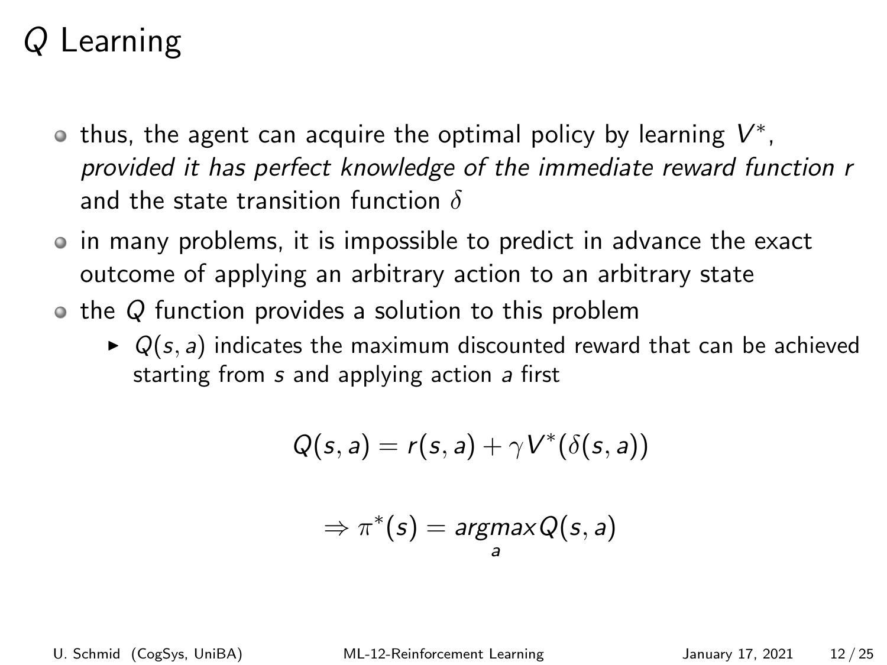# $Q$ Learning

- thus, the agent can acquire the optimal policy by learning $V^*$, *provided it has perfect knowledge of the immediate reward function r* and the state transition function $\delta$
- in many problems, it is impossible to predict in advance the exact outcome of applying an arbitrary action to an arbitrary state
- the $Q$ function provides a solution to this problem
  - $Q(s, a)$ indicates the maximum discounted reward that can be achieved starting from $s$ and applying action $a$ first

$$Q(s, a) = r(s, a) + \gamma V^*(\delta(s, a))$$

$$\Rightarrow \pi^*(s) = \underset{a}{argmax} Q(s, a)$$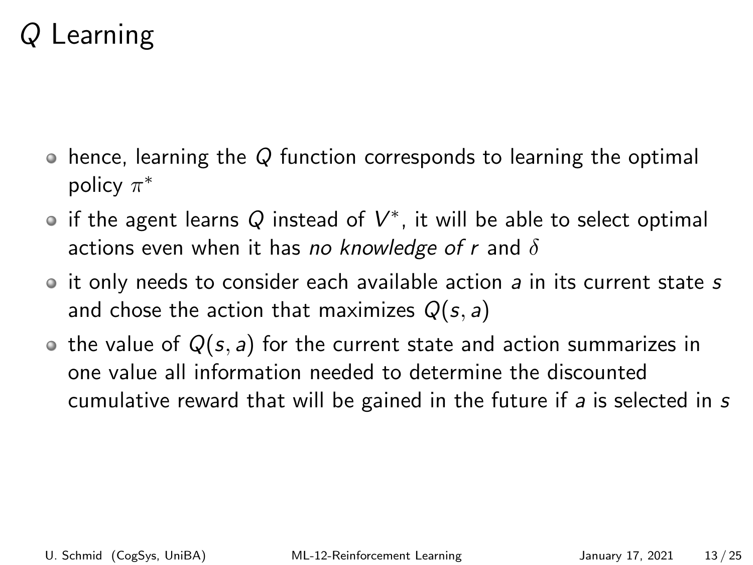# $Q$ Learning

- hence, learning the $Q$ function corresponds to learning the optimal policy $\pi^*$
- if the agent learns $Q$ instead of $V^*$, it will be able to select optimal actions even when it has *no knowledge of $r$* and $\delta$
- it only needs to consider each available action $a$ in its current state $s$ and chose the action that maximizes $Q(s, a)$
- the value of $Q(s, a)$ for the current state and action summarizes in one value all information needed to determine the discounted cumulative reward that will be gained in the future if $a$ is selected in $s$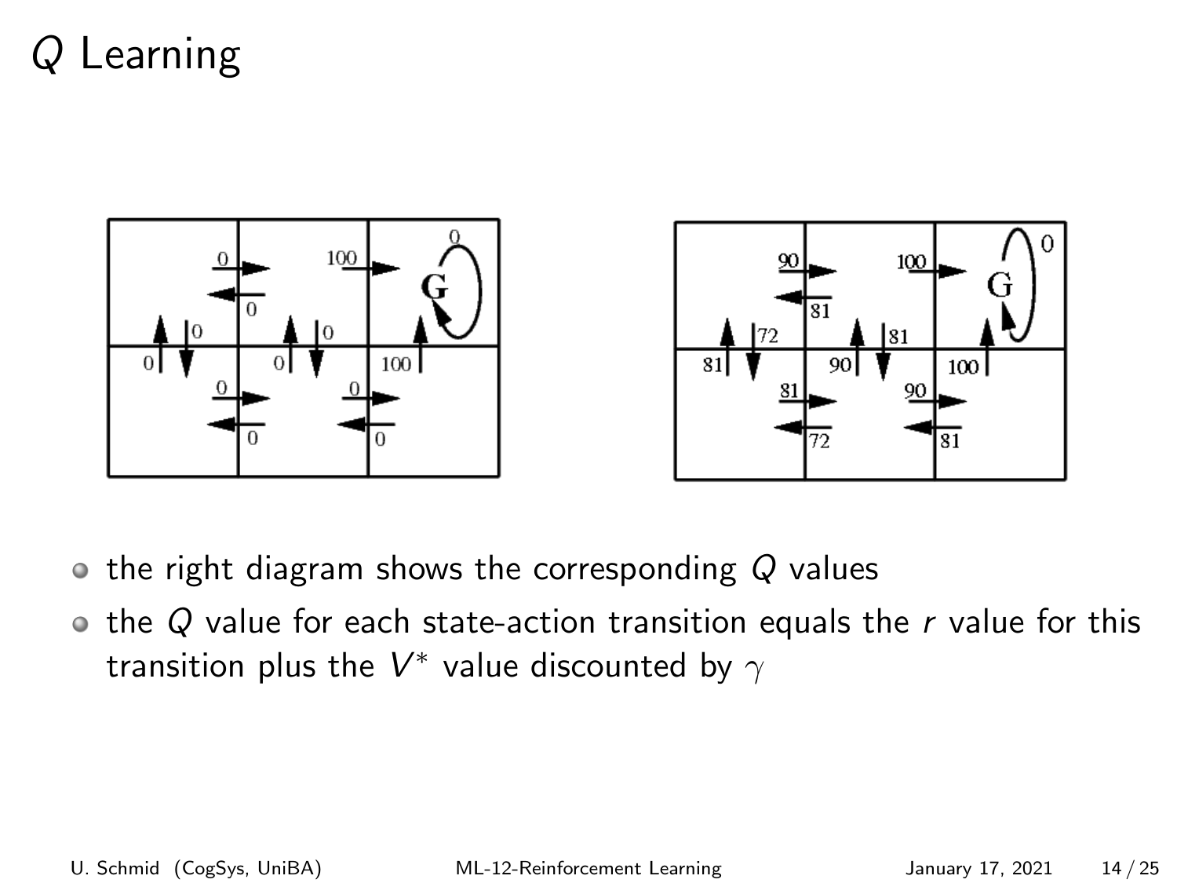# $Q$ Learning

- the right diagram shows the corresponding $Q$ values
- the $Q$ value for each state-action transition equals the $r$ value for this transition plus the $V^*$ value discounted by $\gamma$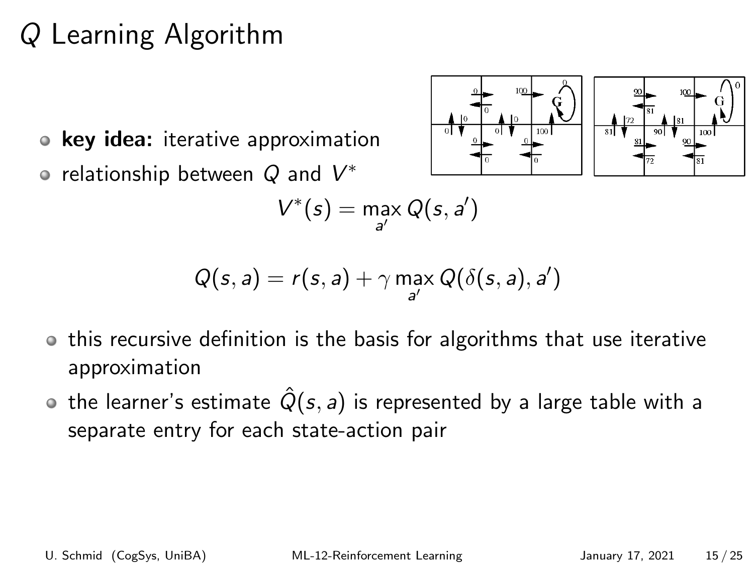# $Q$ Learning Algorithm

- **key idea:** iterative approximation
- relationship between $Q$ and $V^*$

$$V^*(s) = \max_{a'} Q(s, a')$$

$$Q(s, a) = r(s, a) + \gamma \max_{a'} Q(\delta(s, a), a')$$

- this recursive definition is the basis for algorithms that use iterative approximation
- the learner's estimate $\hat{Q}(s, a)$ is represented by a large table with a separate entry for each state-action pair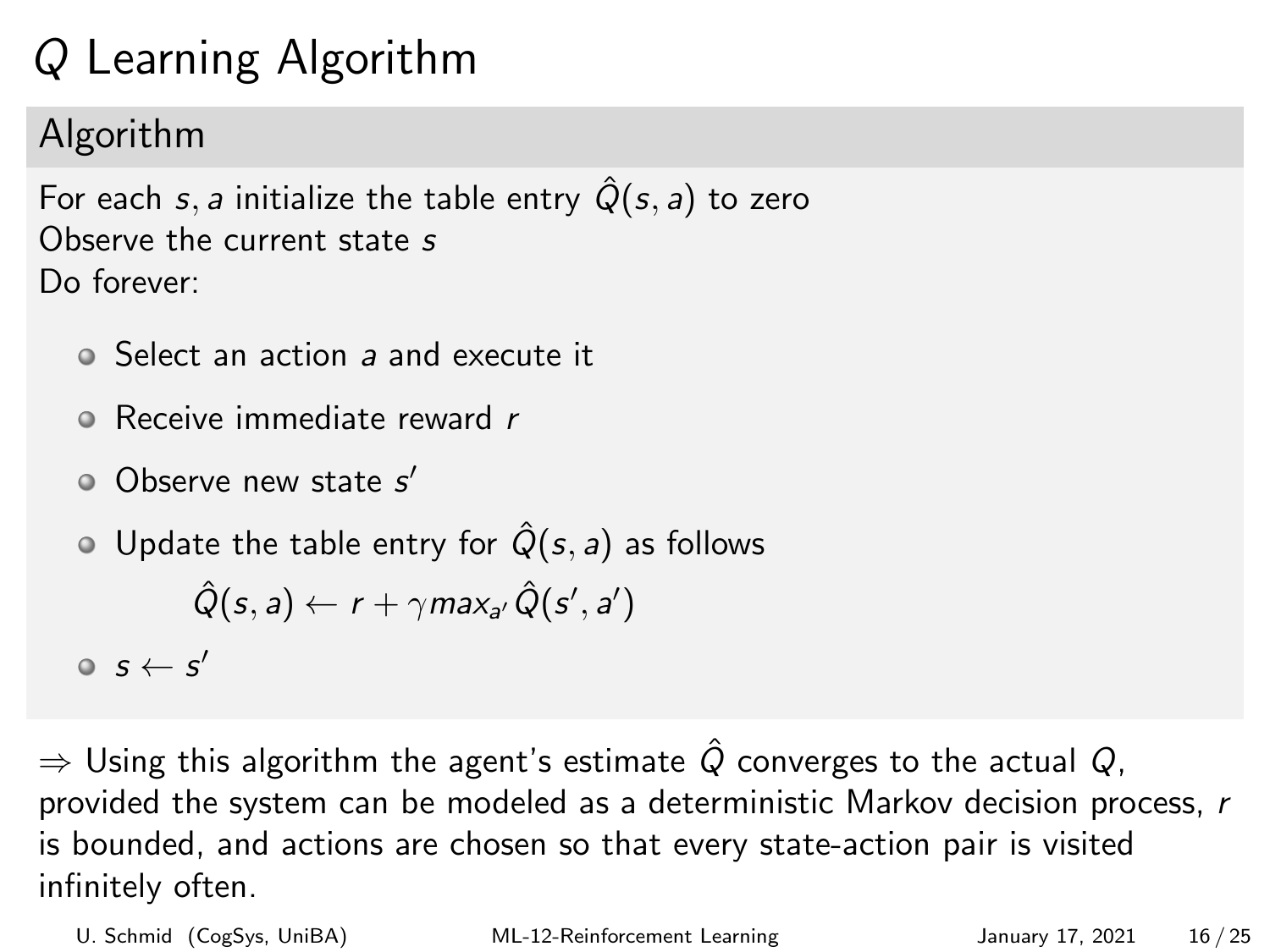# $Q$ Learning Algorithm

## Algorithm

For each $s, a$ initialize the table entry $\hat{Q}(s, a)$ to zero
Observe the current state $s$
Do forever:

- Select an action $a$ and execute it
- Receive immediate reward $r$
- Observe new state $s'$
- Update the table entry for $\hat{Q}(s, a)$ as follows

$$\hat{Q}(s, a) \leftarrow r + \gamma max_{a'} \hat{Q}(s', a')$$

- $s \leftarrow s'$

$\Rightarrow$ Using this algorithm the agent's estimate $\hat{Q}$ converges to the actual $Q$, provided the system can be modeled as a deterministic Markov decision process, $r$ is bounded, and actions are chosen so that every state-action pair is visited infinitely often.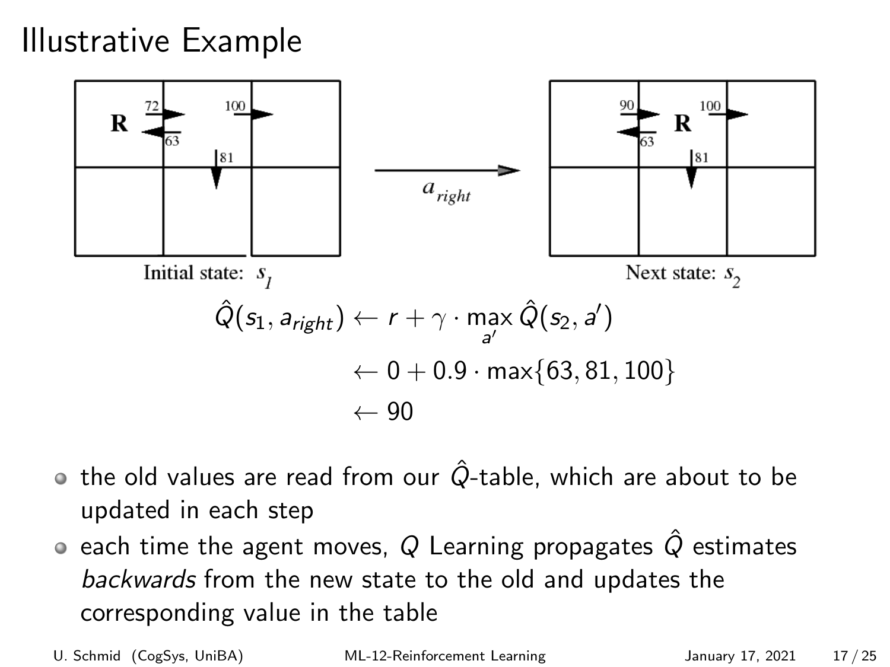# Illustrative Example

Initial state: $s_1$ → $a_{right}$ → Next state: $s_2$

$$
\begin{aligned}
\hat{Q}(s_1, a_{right}) &\leftarrow r + \gamma \cdot \max_{a'} \hat{Q}(s_2, a') \\
&\leftarrow 0 + 0.9 \cdot \max\{63, 81, 100\} \\
&\leftarrow 90
\end{aligned}
$$

- the old values are read from our $\hat{Q}$-table, which are about to be updated in each step
- each time the agent moves, $Q$ Learning propagates $\hat{Q}$ estimates *backwards* from the new state to the old and updates the corresponding value in the table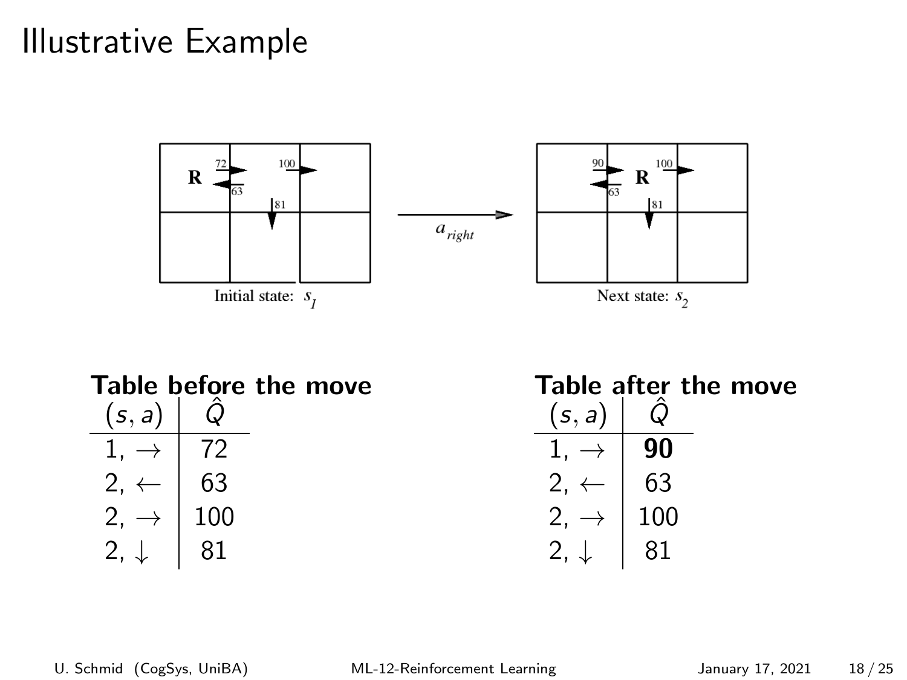# Illustrative Example

Initial state: $s_1$

$a_{right}$

Next state: $s_2$

**Table before the move**

| $(s, a)$ | $\hat{Q}$ |
|---|---|
| 1, $\rightarrow$ | 72 |
| 2, $\leftarrow$ | 63 |
| 2, $\rightarrow$ | 100 |
| 2, $\downarrow$ | 81 |

**Table after the move**

| $(s, a)$ | $\hat{Q}$ |
|---|---|
| 1, $\rightarrow$ | **90** |
| 2, $\leftarrow$ | 63 |
| 2, $\rightarrow$ | 100 |
| 2, $\downarrow$ | 81 |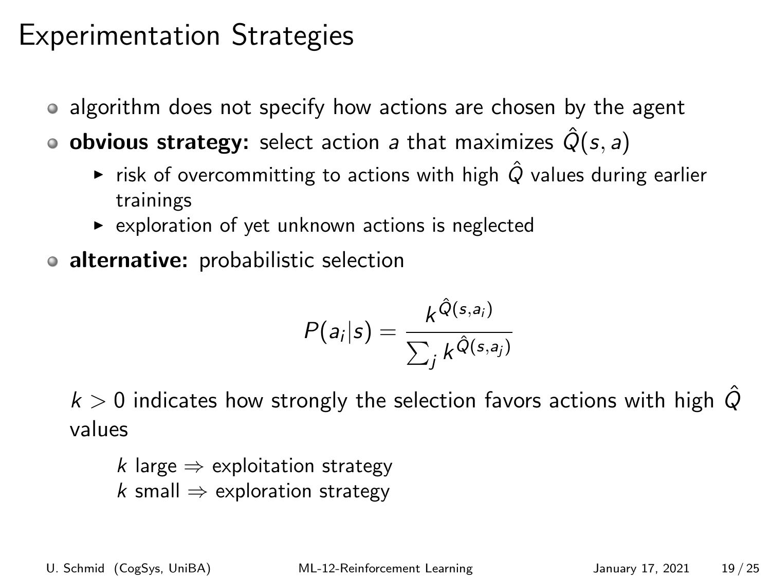# Experimentation Strategies

- algorithm does not specify how actions are chosen by the agent
- **obvious strategy:** select action $a$ that maximizes $\hat{Q}(s, a)$
  - risk of overcommitting to actions with high $\hat{Q}$ values during earlier trainings
  - exploration of yet unknown actions is neglected
- **alternative:** probabilistic selection

$$P(a_i|s) = \frac{k^{\hat{Q}(s,a_i)}}{\sum_j k^{\hat{Q}(s,a_j)}}$$

$k > 0$ indicates how strongly the selection favors actions with high $\hat{Q}$ values

$k$ large $\Rightarrow$ exploitation strategy
$k$ small $\Rightarrow$ exploration strategy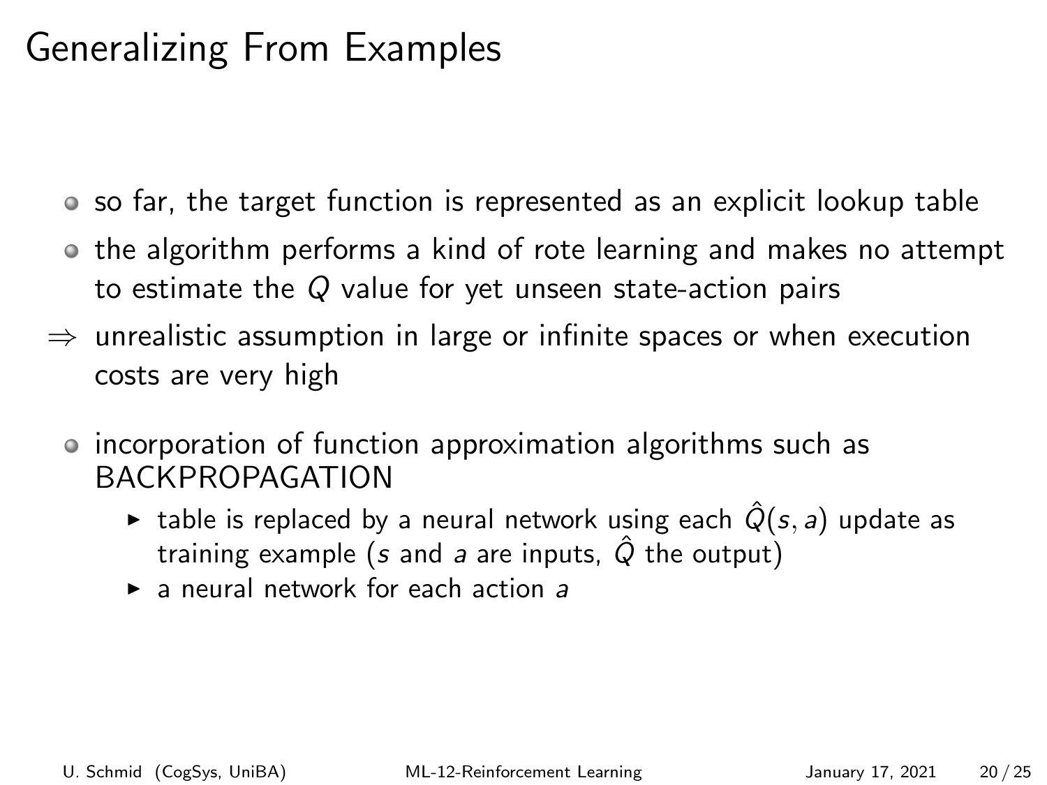# Generalizing From Examples

- so far, the target function is represented as an explicit lookup table
- the algorithm performs a kind of rote learning and makes no attempt to estimate the $Q$ value for yet unseen state-action pairs

$\Rightarrow$ unrealistic assumption in large or infinite spaces or when execution costs are very high

- incorporation of function approximation algorithms such as BACKPROPAGATION
  - table is replaced by a neural network using each $\hat{Q}(s, a)$ update as training example ($s$ and $a$ are inputs, $\hat{Q}$ the output)
  - a neural network for each action $a$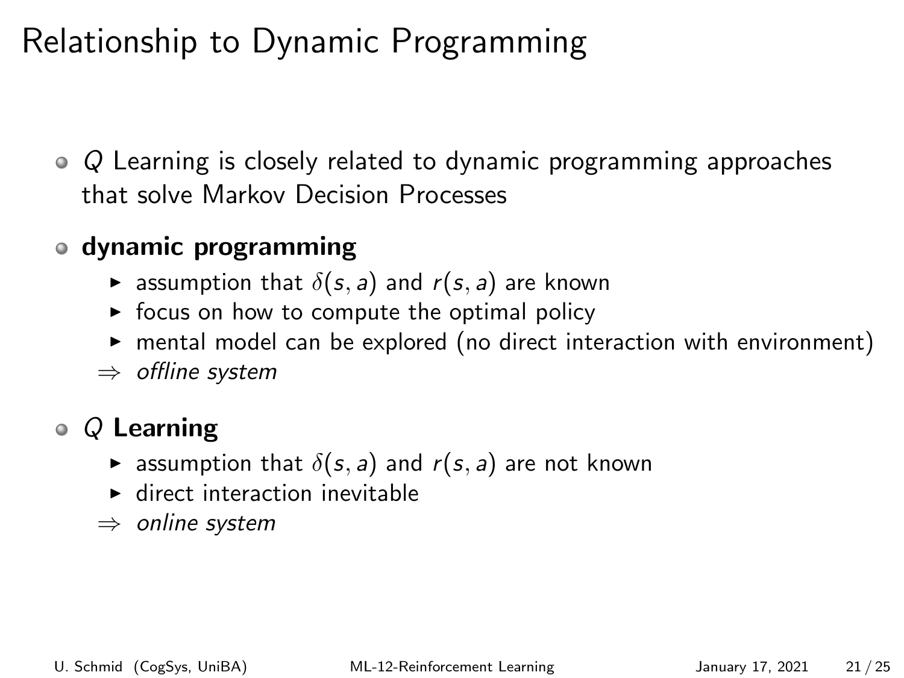# Relationship to Dynamic Programming

- $Q$ Learning is closely related to dynamic programming approaches that solve Markov Decision Processes
- **dynamic programming**
  - assumption that $\delta(s, a)$ and $r(s, a)$ are known
  - focus on how to compute the optimal policy
  - mental model can be explored (no direct interaction with environment)

  $\Rightarrow$ *offline system*
- $Q$ **Learning**
  - assumption that $\delta(s, a)$ and $r(s, a)$ are not known
  - direct interaction inevitable

  $\Rightarrow$ *online system*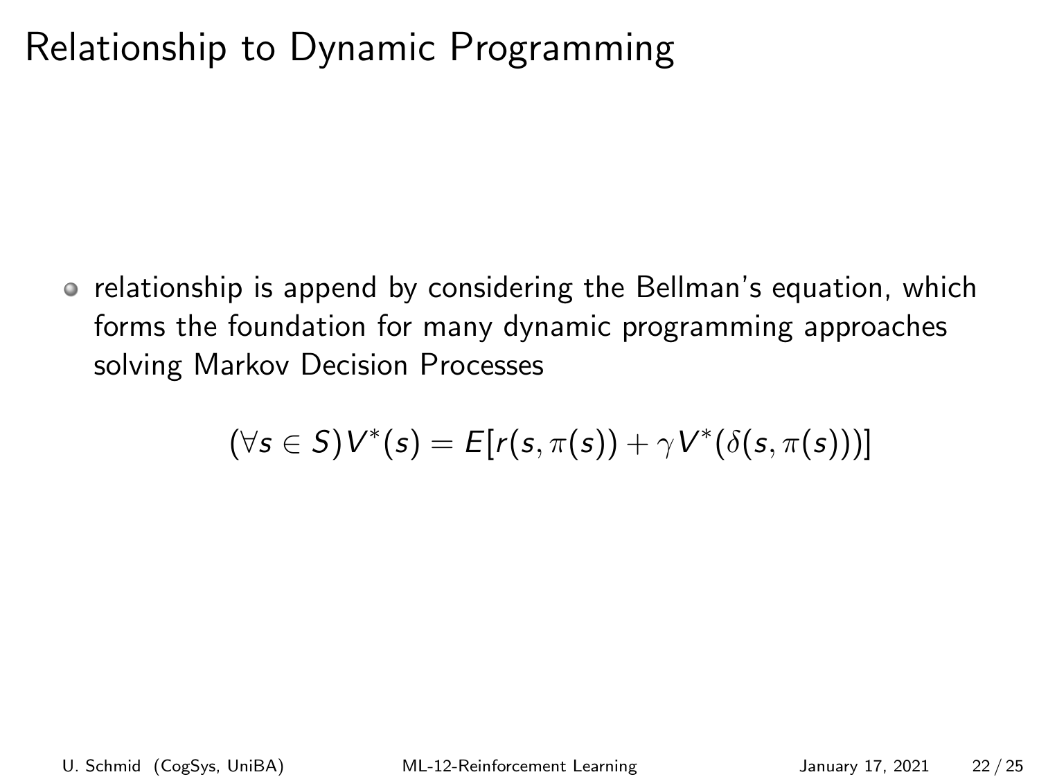# Relationship to Dynamic Programming

- relationship is append by considering the Bellman's equation, which forms the foundation for many dynamic programming approaches solving Markov Decision Processes

$$(\forall s \in S) V^*(s) = E[r(s, \pi(s)) + \gamma V^*(\delta(s, \pi(s)))]$$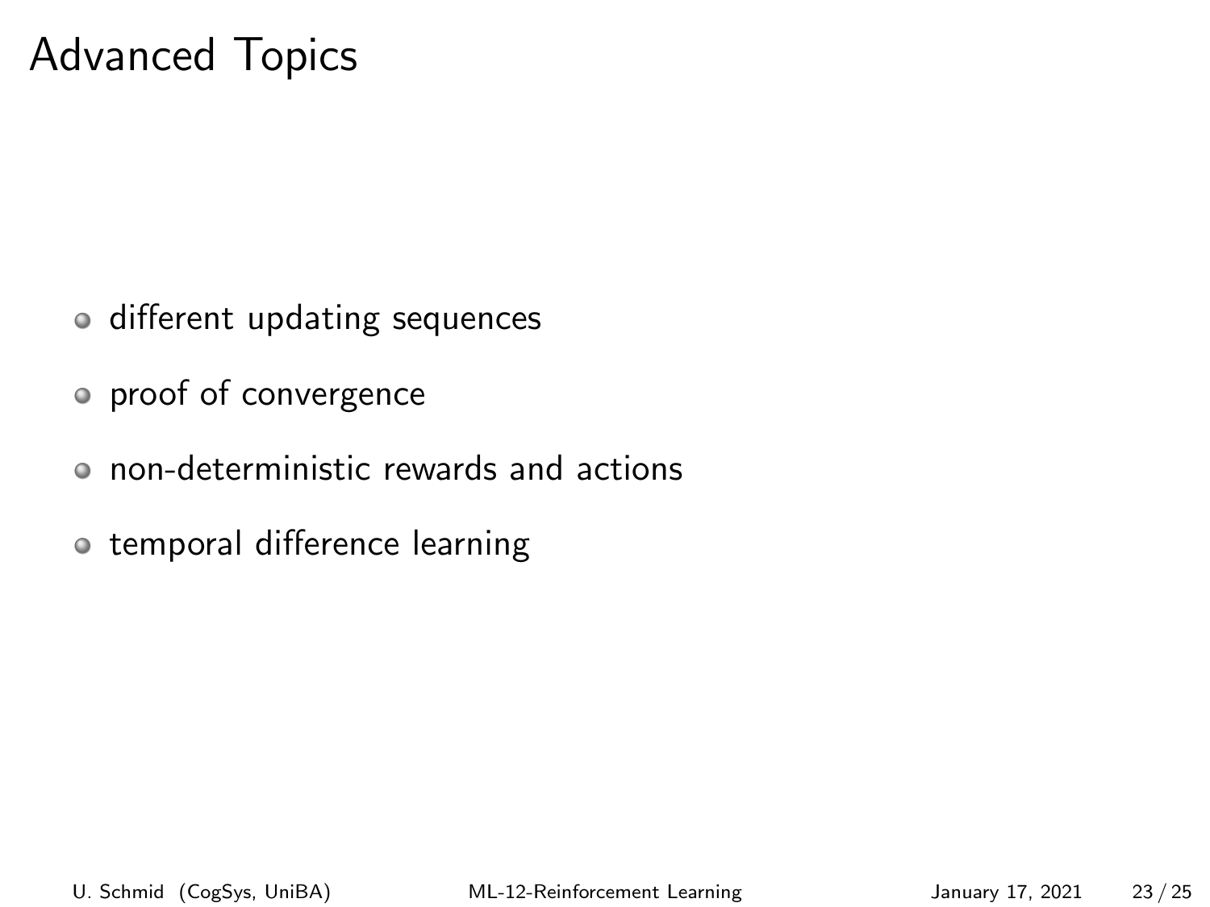# Advanced Topics

- different updating sequences
- proof of convergence
- non-deterministic rewards and actions
- temporal difference learning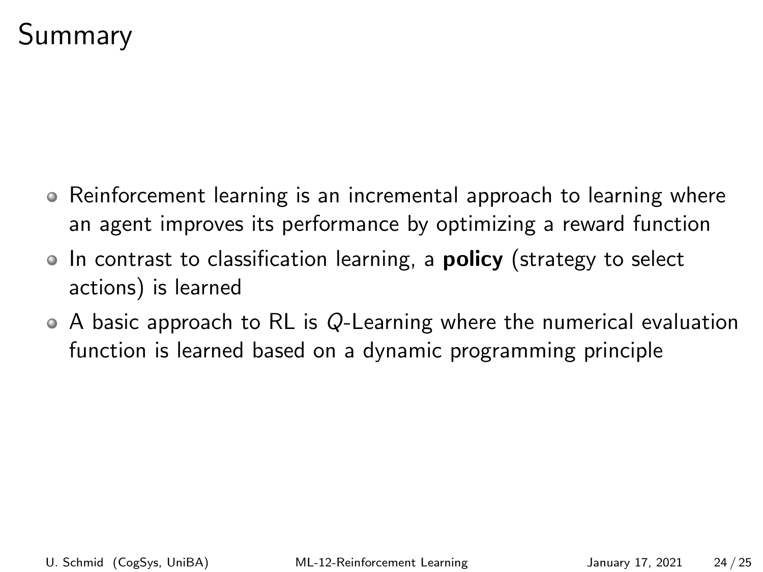# Summary

- Reinforcement learning is an incremental approach to learning where an agent improves its performance by optimizing a reward function
- In contrast to classification learning, a **policy** (strategy to select actions) is learned
- A basic approach to RL is $Q$-Learning where the numerical evaluation function is learned based on a dynamic programming principle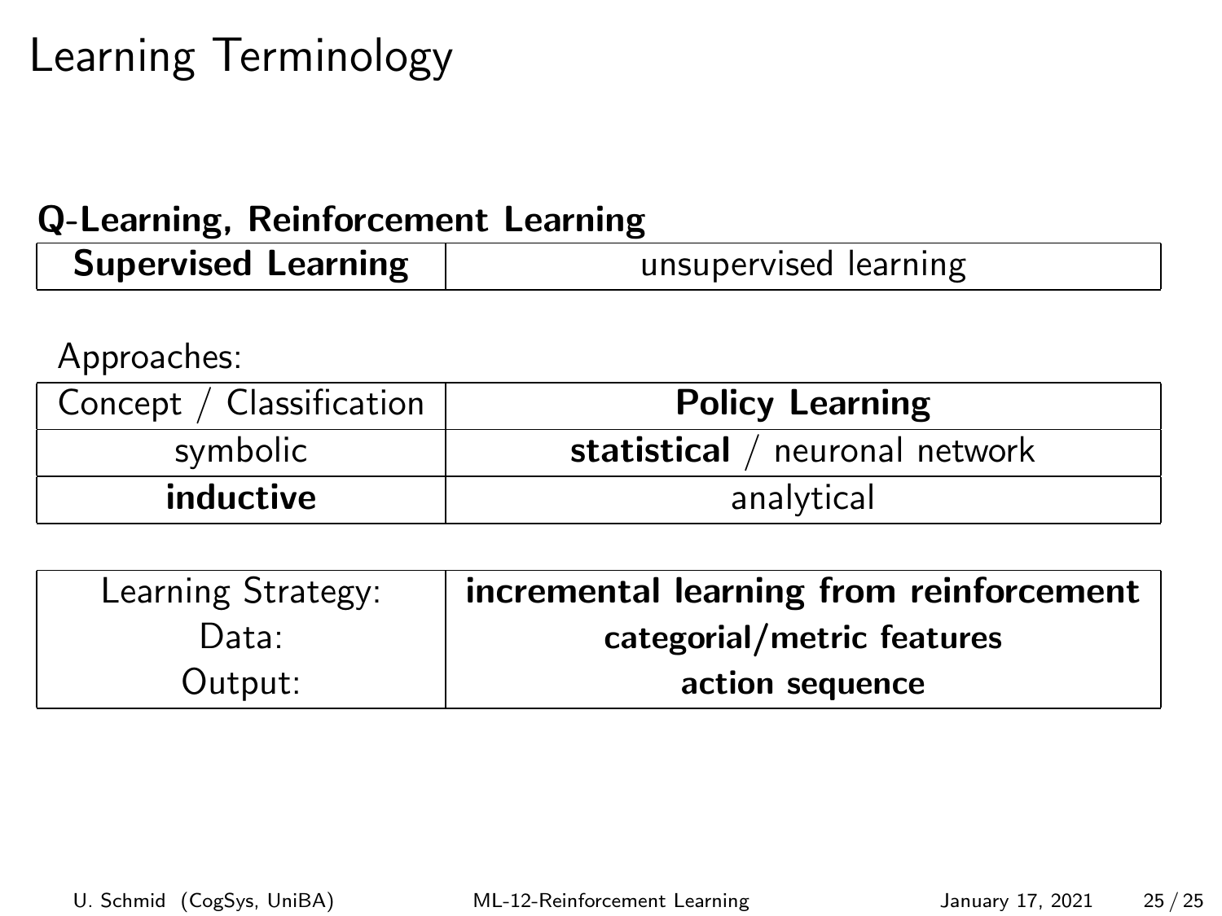# Learning Terminology

**Q-Learning, Reinforcement Learning**

| | |
|---|---|
| **Supervised Learning** | unsupervised learning |

Approaches:

| | |
|---|---|
| Concept / Classification | **Policy Learning** |
| symbolic | **statistical** / neuronal network |
| **inductive** | analytical |

| | |
|---|---|
| Learning Strategy: | **incremental learning from reinforcement** |
| Data: | **categorial/metric features** |
| Output: | **action sequence** |